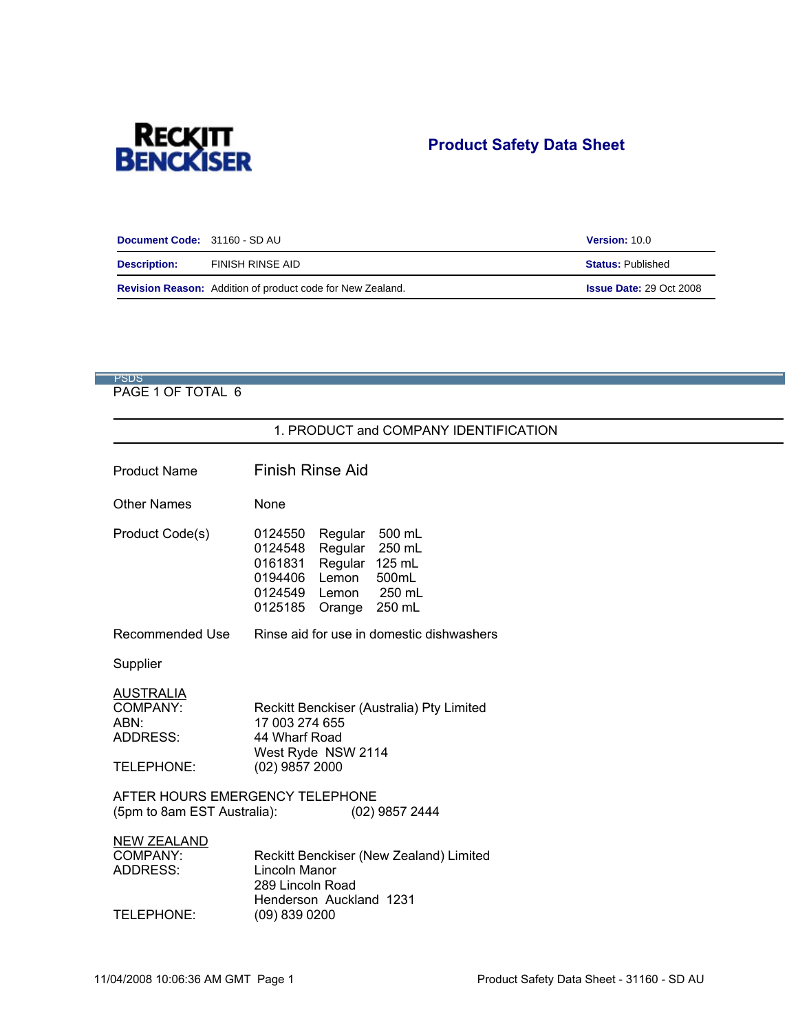RECKITT BENCKISER

# Product Safety Data Sheet

| Document Code: | 31160 - SD AU | Version: 10.0 |
|---|---|---|
| Description: | FINISH RINSE AID | Status: Published |
| Revision Reason: | Addition of product code for New Zealand. | Issue Date: 29 Oct 2008 |

PSDS

PAGE 1 OF TOTAL 6

## 1. PRODUCT and COMPANY IDENTIFICATION

| | |
|---|---|
| Product Name | Finish Rinse Aid |
| Other Names | None |
| Product Code(s) | 0124550 Regular 500 mL<br>0124548 Regular 250 mL<br>0161831 Regular 125 mL<br>0194406 Lemon 500mL<br>0124549 Lemon 250 mL<br>0125185 Orange 250 mL |
| Recommended Use | Rinse aid for use in domestic dishwashers |

Supplier

<u>AUSTRALIA</u>

| | |
|---|---|
| COMPANY: | Reckitt Benckiser (Australia) Pty Limited |
| ABN: | 17 003 274 655 |
| ADDRESS: | 44 Wharf Road<br>West Ryde NSW 2114 |
| TELEPHONE: | (02) 9857 2000 |

AFTER HOURS EMERGENCY TELEPHONE
(5pm to 8am EST Australia): (02) 9857 2444

<u>NEW ZEALAND</u>

| | |
|---|---|
| COMPANY: | Reckitt Benckiser (New Zealand) Limited |
| ADDRESS: | Lincoln Manor<br>289 Lincoln Road<br>Henderson Auckland 1231 |
| TELEPHONE: | (09) 839 0200 |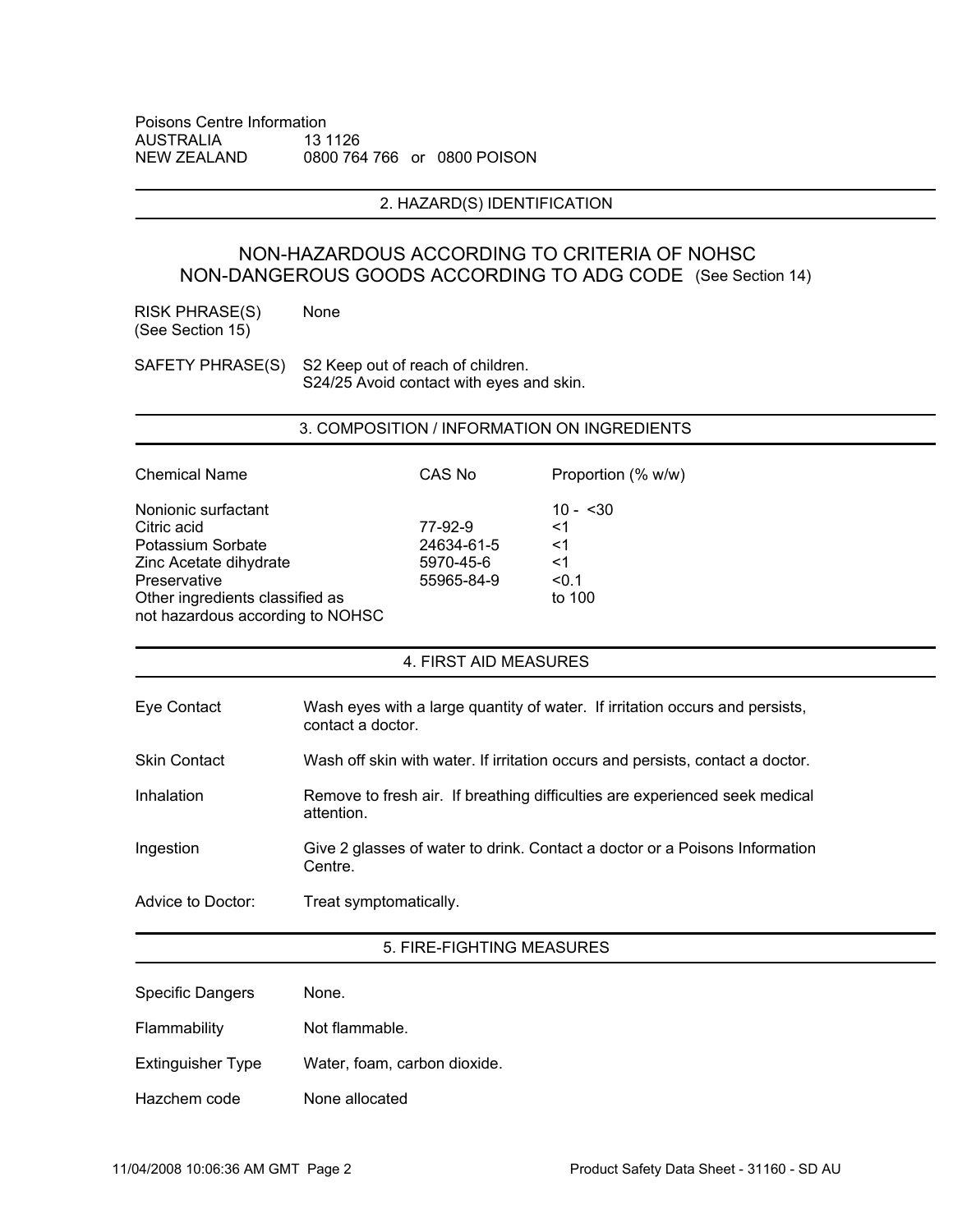Poisons Centre Information

AUSTRALIA 13 1126

NEW ZEALAND 0800 764 766 or 0800 POISON

## 2. HAZARD(S) IDENTIFICATION

**NON-HAZARDOUS ACCORDING TO CRITERIA OF NOHSC**

**NON-DANGEROUS GOODS ACCORDING TO ADG CODE** (See Section 14)

RISK PHRASE(S) (See Section 15): None

SAFETY PHRASE(S): S2 Keep out of reach of children.
S24/25 Avoid contact with eyes and skin.

## 3. COMPOSITION / INFORMATION ON INGREDIENTS

| Chemical Name | CAS No | Proportion (% w/w) |
|---|---|---|
| Nonionic surfactant | | 10 - <30 |
| Citric acid | 77-92-9 | <1 |
| Potassium Sorbate | 24634-61-5 | <1 |
| Zinc Acetate dihydrate | 5970-45-6 | <1 |
| Preservative | 55965-84-9 | <0.1 |
| Other ingredients classified as not hazardous according to NOHSC | | to 100 |

## 4. FIRST AID MEASURES

| | |
|---|---|
| Eye Contact | Wash eyes with a large quantity of water. If irritation occurs and persists, contact a doctor. |
| Skin Contact | Wash off skin with water. If irritation occurs and persists, contact a doctor. |
| Inhalation | Remove to fresh air. If breathing difficulties are experienced seek medical attention. |
| Ingestion | Give 2 glasses of water to drink. Contact a doctor or a Poisons Information Centre. |
| Advice to Doctor: | Treat symptomatically. |

## 5. FIRE-FIGHTING MEASURES

| | |
|---|---|
| Specific Dangers | None. |
| Flammability | Not flammable. |
| Extinguisher Type | Water, foam, carbon dioxide. |
| Hazchem code | None allocated |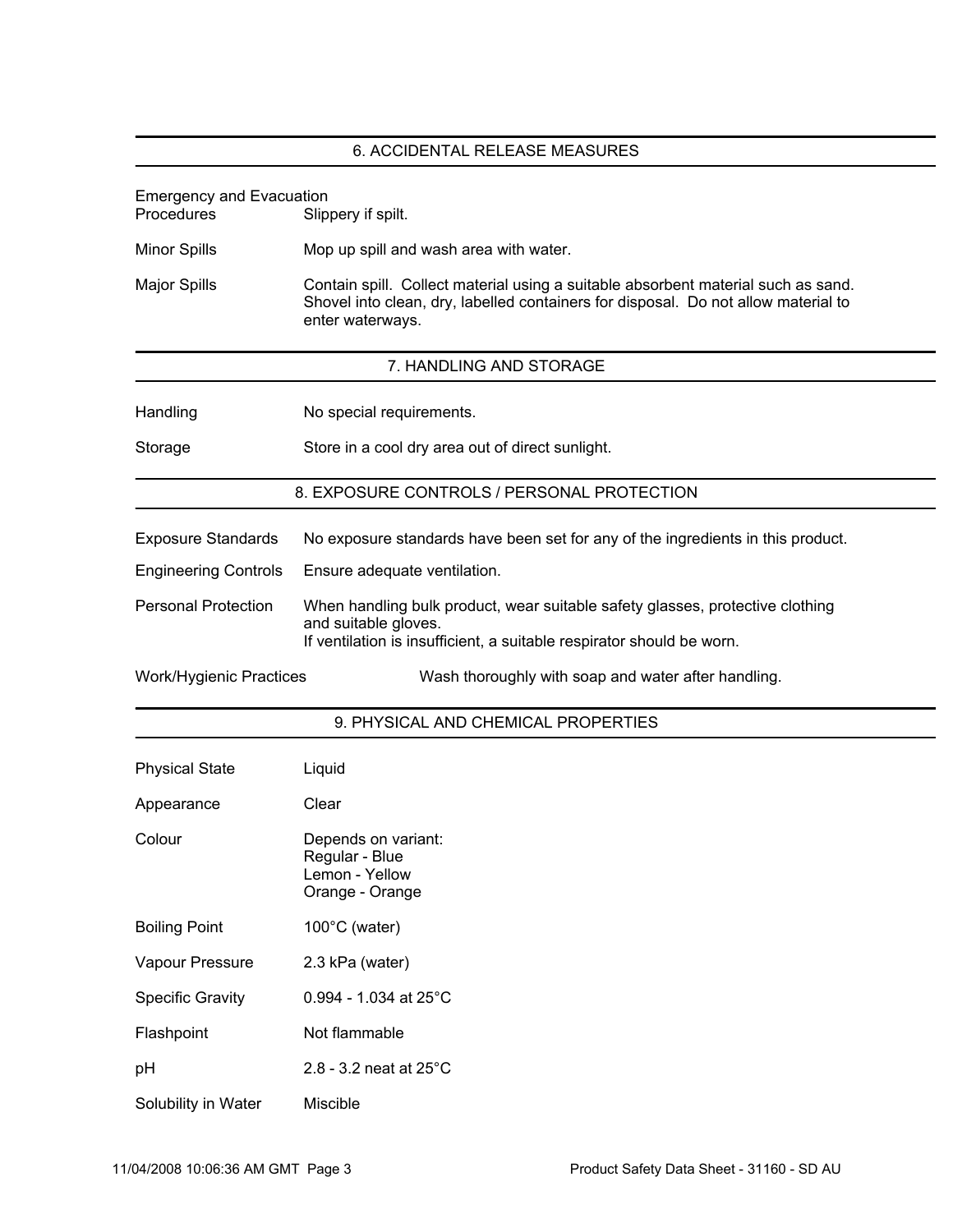## 6. ACCIDENTAL RELEASE MEASURES

| | |
|---|---|
| Emergency and Evacuation Procedures | Slippery if spilt. |
| Minor Spills | Mop up spill and wash area with water. |
| Major Spills | Contain spill. Collect material using a suitable absorbent material such as sand. Shovel into clean, dry, labelled containers for disposal. Do not allow material to enter waterways. |

## 7. HANDLING AND STORAGE

| | |
|---|---|
| Handling | No special requirements. |
| Storage | Store in a cool dry area out of direct sunlight. |

## 8. EXPOSURE CONTROLS / PERSONAL PROTECTION

| | |
|---|---|
| Exposure Standards | No exposure standards have been set for any of the ingredients in this product. |
| Engineering Controls | Ensure adequate ventilation. |
| Personal Protection | When handling bulk product, wear suitable safety glasses, protective clothing and suitable gloves.<br>If ventilation is insufficient, a suitable respirator should be worn. |
| Work/Hygienic Practices | Wash thoroughly with soap and water after handling. |

## 9. PHYSICAL AND CHEMICAL PROPERTIES

| | |
|---|---|
| Physical State | Liquid |
| Appearance | Clear |
| Colour | Depends on variant:<br>Regular - Blue<br>Lemon - Yellow<br>Orange - Orange |
| Boiling Point | 100°C (water) |
| Vapour Pressure | 2.3 kPa (water) |
| Specific Gravity | 0.994 - 1.034 at 25°C |
| Flashpoint | Not flammable |
| pH | 2.8 - 3.2 neat at 25°C |
| Solubility in Water | Miscible |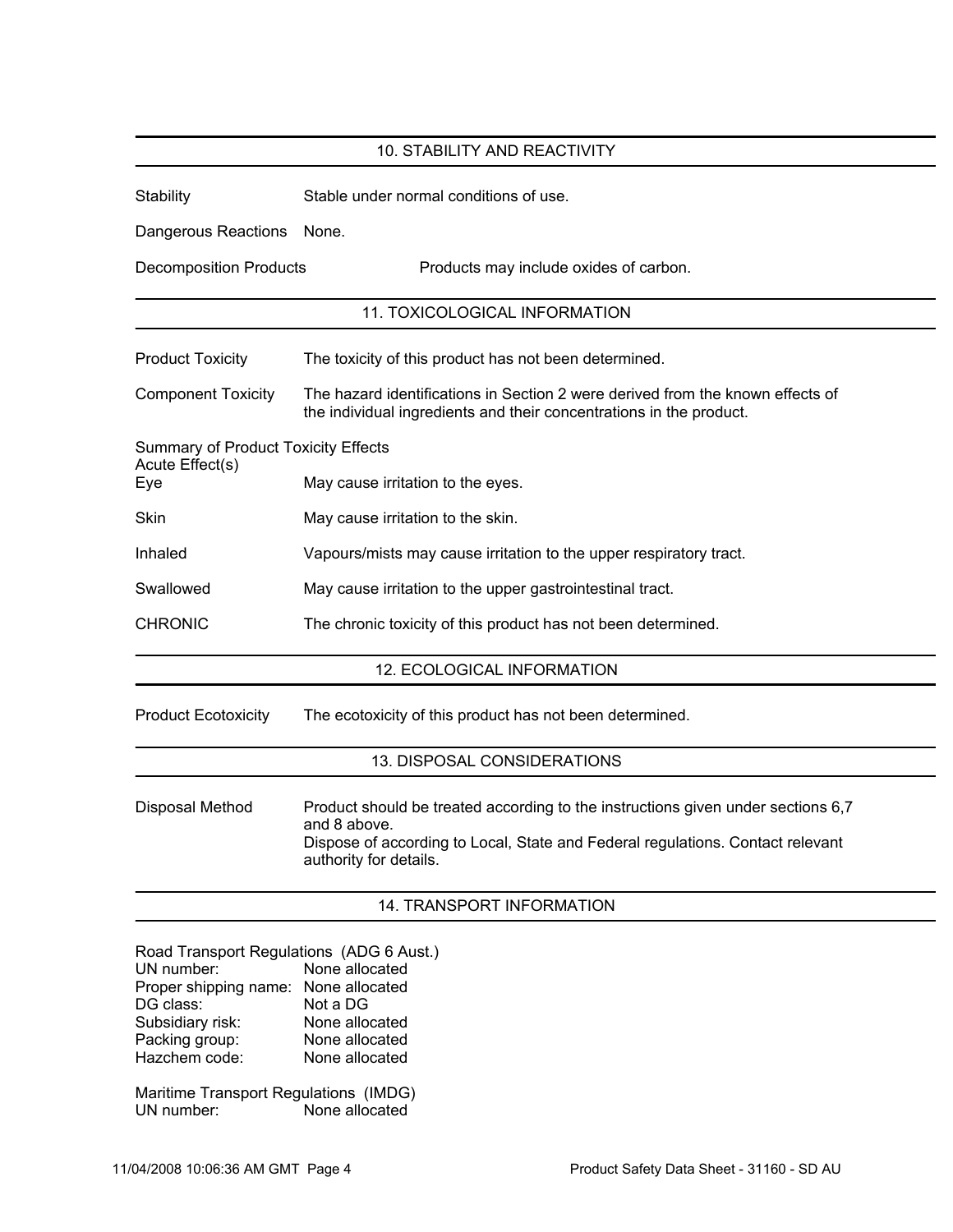## 10. STABILITY AND REACTIVITY

| | |
|---|---|
| Stability | Stable under normal conditions of use. |
| Dangerous Reactions | None. |
| Decomposition Products | Products may include oxides of carbon. |

## 11. TOXICOLOGICAL INFORMATION

| | |
|---|---|
| Product Toxicity | The toxicity of this product has not been determined. |
| Component Toxicity | The hazard identifications in Section 2 were derived from the known effects of the individual ingredients and their concentrations in the product. |

Summary of Product Toxicity Effects
Acute Effect(s)

| | |
|---|---|
| Eye | May cause irritation to the eyes. |
| Skin | May cause irritation to the skin. |
| Inhaled | Vapours/mists may cause irritation to the upper respiratory tract. |
| Swallowed | May cause irritation to the upper gastrointestinal tract. |
| CHRONIC | The chronic toxicity of this product has not been determined. |

## 12. ECOLOGICAL INFORMATION

| | |
|---|---|
| Product Ecotoxicity | The ecotoxicity of this product has not been determined. |

## 13. DISPOSAL CONSIDERATIONS

| | |
|---|---|
| Disposal Method | Product should be treated according to the instructions given under sections 6,7 and 8 above. Dispose of according to Local, State and Federal regulations. Contact relevant authority for details. |

## 14. TRANSPORT INFORMATION

Road Transport Regulations (ADG 6 Aust.)

| | |
|---|---|
| UN number: | None allocated |
| Proper shipping name: | None allocated |
| DG class: | Not a DG |
| Subsidiary risk: | None allocated |
| Packing group: | None allocated |
| Hazchem code: | None allocated |

Maritime Transport Regulations (IMDG)

| | |
|---|---|
| UN number: | None allocated |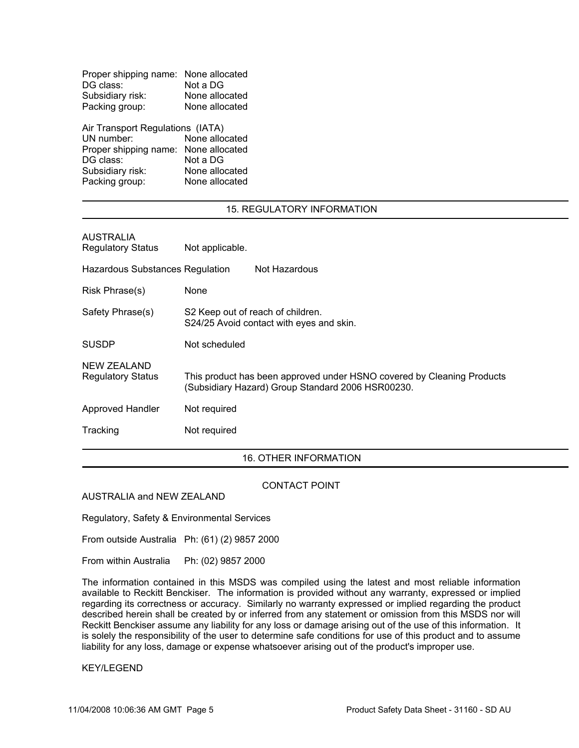| | |
|---|---|
| Proper shipping name: | None allocated |
| DG class: | Not a DG |
| Subsidiary risk: | None allocated |
| Packing group: | None allocated |

Air Transport Regulations (IATA)

| | |
|---|---|
| UN number: | None allocated |
| Proper shipping name: | None allocated |
| DG class: | Not a DG |
| Subsidiary risk: | None allocated |
| Packing group: | None allocated |

## 15. REGULATORY INFORMATION

AUSTRALIA

| | |
|---|---|
| Regulatory Status | Not applicable. |
| Hazardous Substances Regulation | Not Hazardous |
| Risk Phrase(s) | None |
| Safety Phrase(s) | S2 Keep out of reach of children.<br>S24/25 Avoid contact with eyes and skin. |
| SUSDP | Not scheduled |

NEW ZEALAND

| | |
|---|---|
| Regulatory Status | This product has been approved under HSNO covered by Cleaning Products (Subsidiary Hazard) Group Standard 2006 HSR00230. |
| Approved Handler | Not required |
| Tracking | Not required |

## 16. OTHER INFORMATION

CONTACT POINT

AUSTRALIA and NEW ZEALAND

Regulatory, Safety & Environmental Services

From outside Australia Ph: (61) (2) 9857 2000

From within Australia Ph: (02) 9857 2000

The information contained in this MSDS was compiled using the latest and most reliable information available to Reckitt Benckiser. The information is provided without any warranty, expressed or implied regarding its correctness or accuracy. Similarly no warranty expressed or implied regarding the product described herein shall be created by or inferred from any statement or omission from this MSDS nor will Reckitt Benckiser assume any liability for any loss or damage arising out of the use of this information. It is solely the responsibility of the user to determine safe conditions for use of this product and to assume liability for any loss, damage or expense whatsoever arising out of the product's improper use.

KEY/LEGEND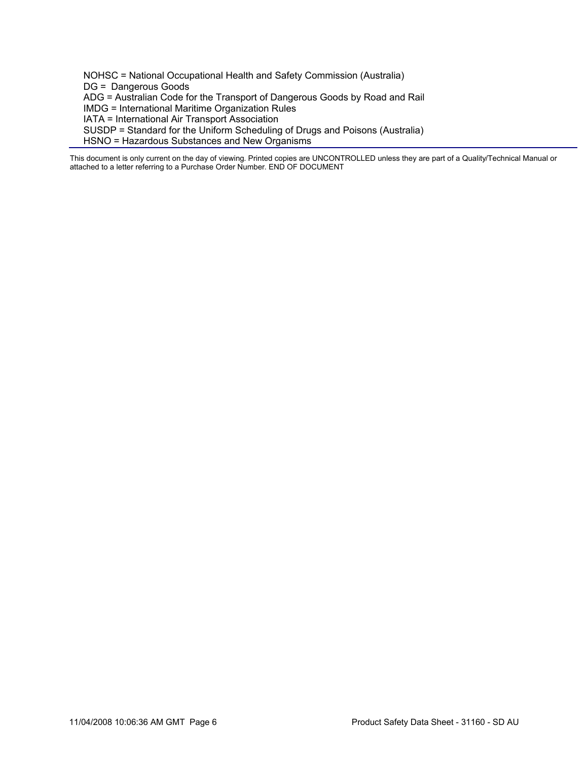NOHSC = National Occupational Health and Safety Commission (Australia)
DG = Dangerous Goods
ADG = Australian Code for the Transport of Dangerous Goods by Road and Rail
IMDG = International Maritime Organization Rules
IATA = International Air Transport Association
SUSDP = Standard for the Uniform Scheduling of Drugs and Poisons (Australia)
HSNO = Hazardous Substances and New Organisms

---

This document is only current on the day of viewing. Printed copies are UNCONTROLLED unless they are part of a Quality/Technical Manual or attached to a letter referring to a Purchase Order Number. END OF DOCUMENT